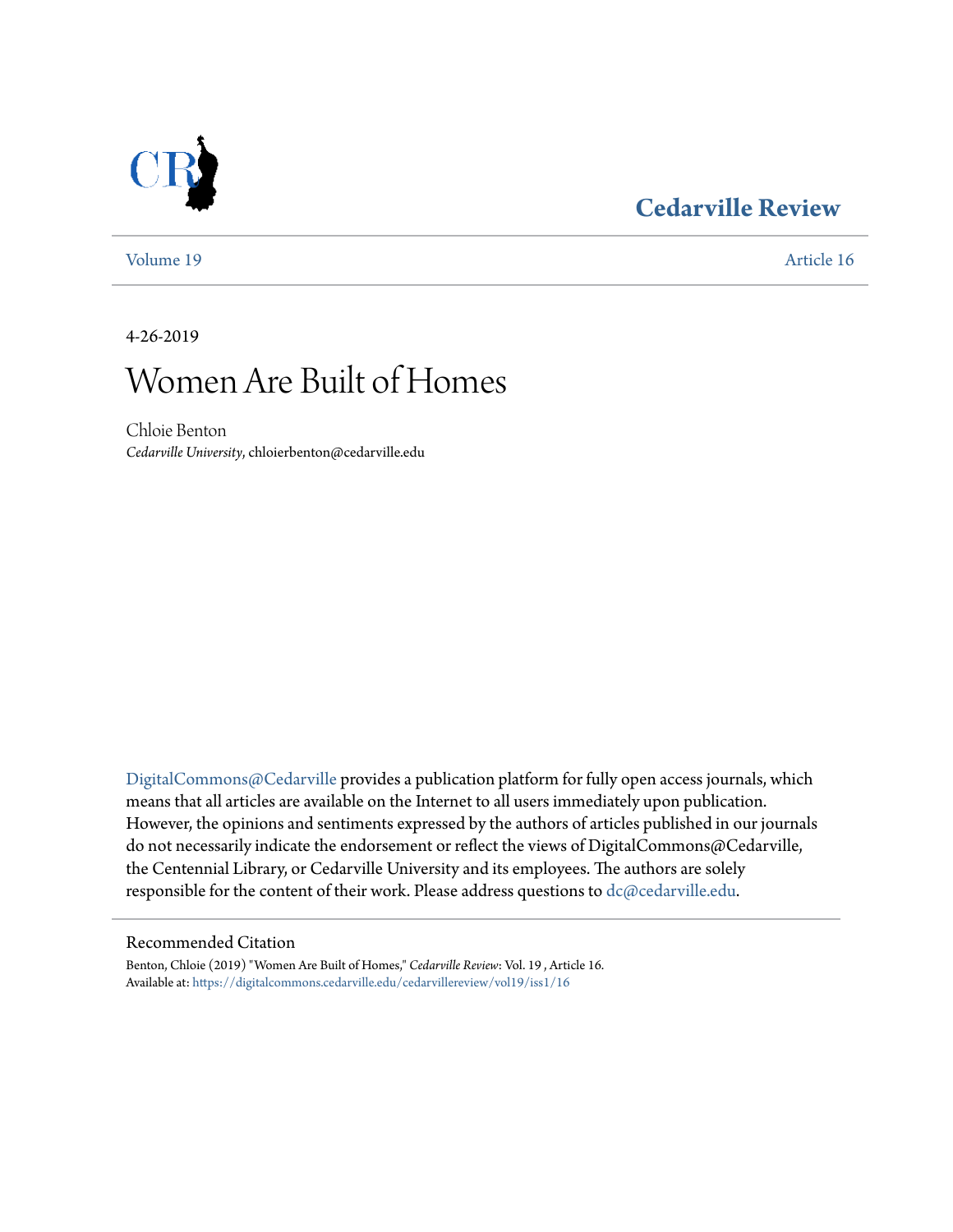**Cedarville Review**

Volume 19 | Article 16

4-26-2019

# Women Are Built of Homes

Chloie Benton
*Cedarville University*, chloierbenton@cedarville.edu

DigitalCommons@Cedarville provides a publication platform for fully open access journals, which means that all articles are available on the Internet to all users immediately upon publication. However, the opinions and sentiments expressed by the authors of articles published in our journals do not necessarily indicate the endorsement or reflect the views of DigitalCommons@Cedarville, the Centennial Library, or Cedarville University and its employees. The authors are solely responsible for the content of their work. Please address questions to dc@cedarville.edu.

## Recommended Citation

Benton, Chloie (2019) "Women Are Built of Homes," *Cedarville Review*: Vol. 19 , Article 16.
Available at: https://digitalcommons.cedarville.edu/cedarvillereview/vol19/iss1/16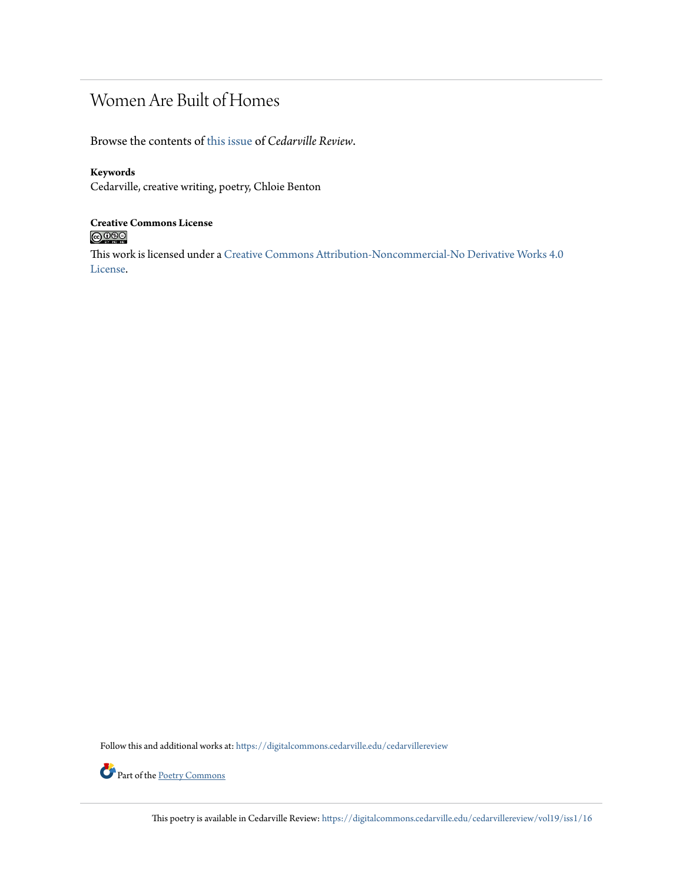# Women Are Built of Homes

Browse the contents of this issue of *Cedarville Review*.

**Keywords**
Cedarville, creative writing, poetry, Chloie Benton

**Creative Commons License**

This work is licensed under a Creative Commons Attribution-Noncommercial-No Derivative Works 4.0 License.

Follow this and additional works at: https://digitalcommons.cedarville.edu/cedarvillereview

Part of the Poetry Commons

This poetry is available in Cedarville Review: https://digitalcommons.cedarville.edu/cedarvillereview/vol19/iss1/16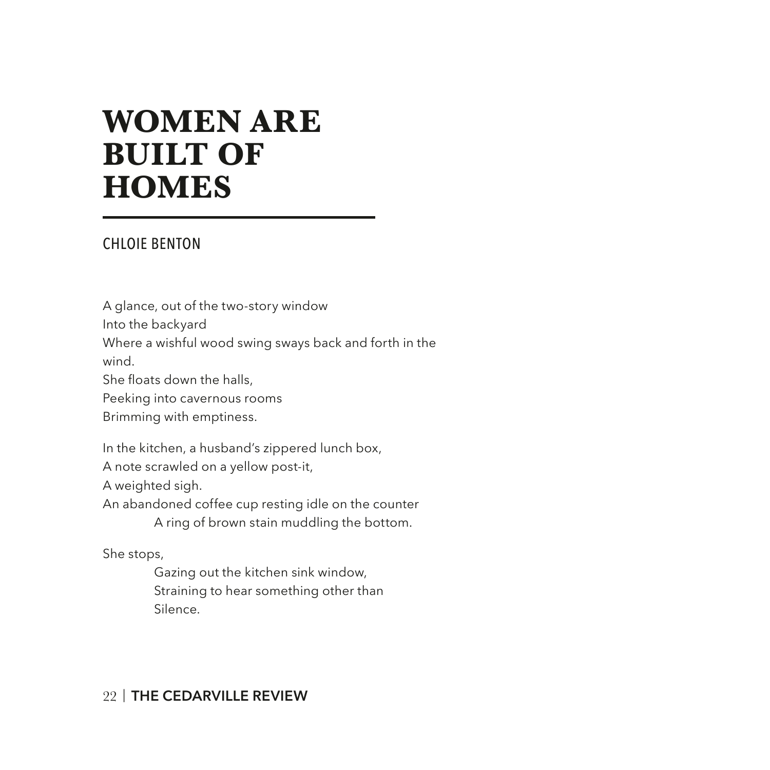# WOMEN ARE BUILT OF HOMES

CHLOIE BENTON

A glance, out of the two-story window  
Into the backyard  
Where a wishful wood swing sways back and forth in the wind.  
She floats down the halls,  
Peeking into cavernous rooms  
Brimming with emptiness.

In the kitchen, a husband's zippered lunch box,  
A note scrawled on a yellow post-it,  
A weighted sigh.  
An abandoned coffee cup resting idle on the counter  
&nbsp;&nbsp;&nbsp;&nbsp;&nbsp;&nbsp;&nbsp;&nbsp;A ring of brown stain muddling the bottom.

She stops,  
&nbsp;&nbsp;&nbsp;&nbsp;&nbsp;&nbsp;&nbsp;&nbsp;Gazing out the kitchen sink window,  
&nbsp;&nbsp;&nbsp;&nbsp;&nbsp;&nbsp;&nbsp;&nbsp;Straining to hear something other than  
&nbsp;&nbsp;&nbsp;&nbsp;&nbsp;&nbsp;&nbsp;&nbsp;Silence.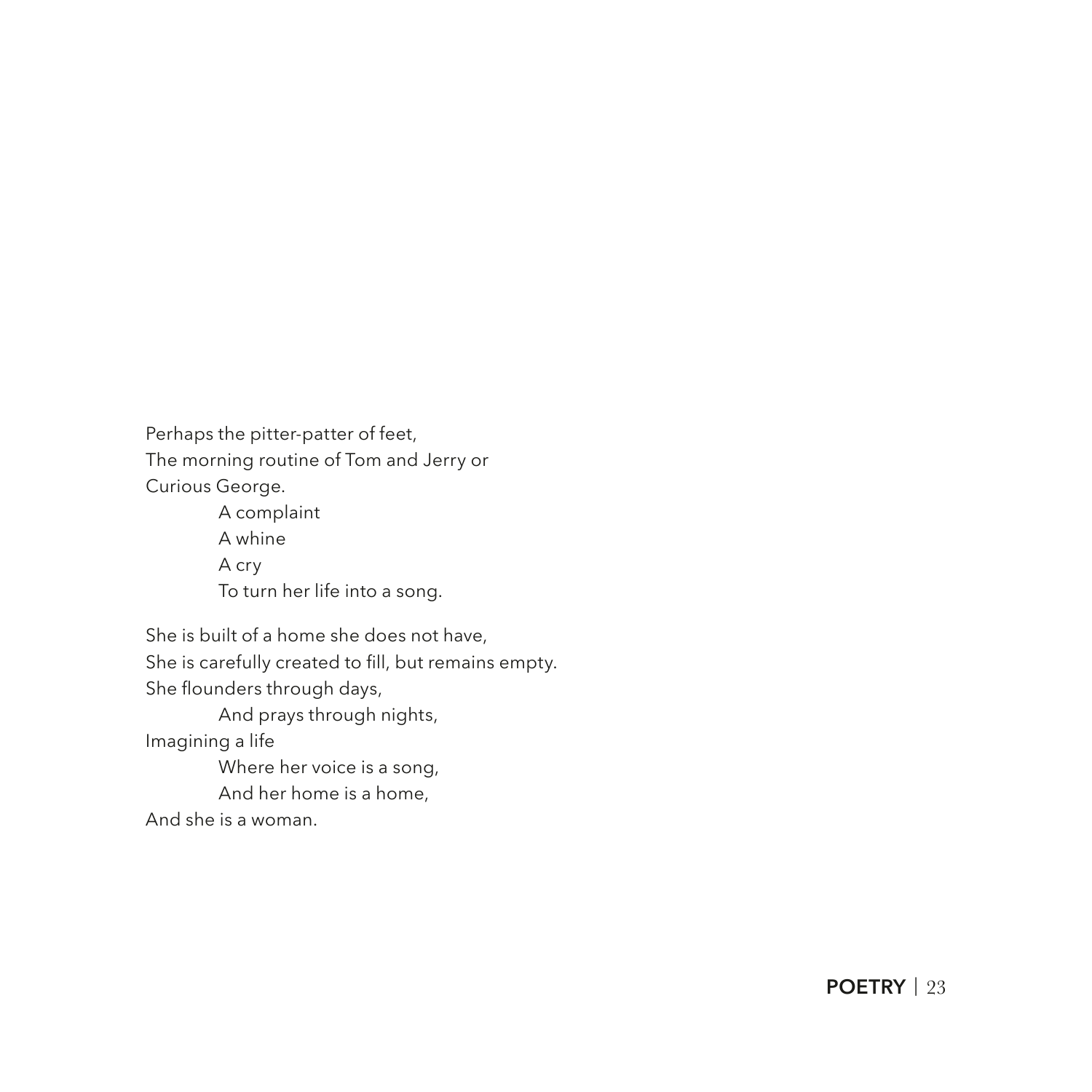Perhaps the pitter-patter of feet,  
The morning routine of Tom and Jerry or  
Curious George.  
　　A complaint  
　　A whine  
　　A cry  
　　To turn her life into a song.

She is built of a home she does not have,  
She is carefully created to fill, but remains empty.  
She flounders through days,  
　　And prays through nights,  
Imagining a life  
　　Where her voice is a song,  
　　And her home is a home,  
And she is a woman.